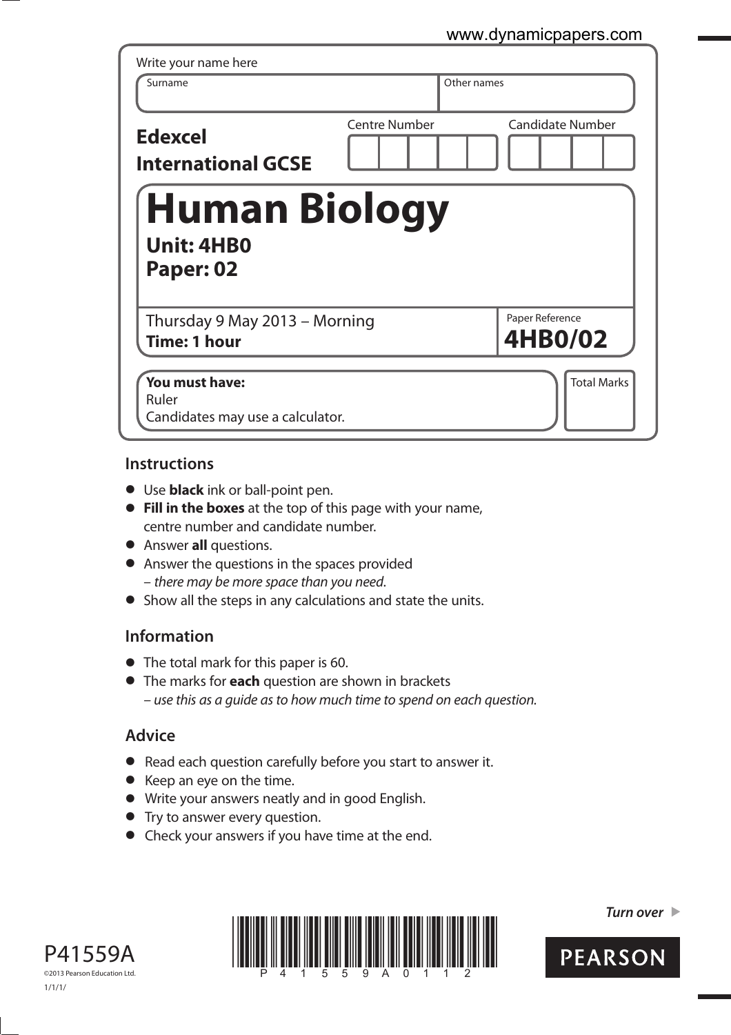Write your name here

| Surname | Other names |
| --- | --- |
| | |

**Edexcel International GCSE**

| Centre Number | Candidate Number |
| --- | --- |
| | |

# Human Biology

**Unit: 4HB0**
**Paper: 02**

Thursday 9 May 2013 – Morning
**Time: 1 hour**

Paper Reference
**4HB0/02**

**You must have:**
Ruler
Candidates may use a calculator.

Total Marks

## Instructions

- Use **black** ink or ball-point pen.
- **Fill in the boxes** at the top of this page with your name, centre number and candidate number.
- Answer **all** questions.
- Answer the questions in the spaces provided – *there may be more space than you need.*
- Show all the steps in any calculations and state the units.

## Information

- The total mark for this paper is 60.
- The marks for **each** question are shown in brackets – *use this as a guide as to how much time to spend on each question.*

## Advice

- Read each question carefully before you start to answer it.
- Keep an eye on the time.
- Write your answers neatly and in good English.
- Try to answer every question.
- Check your answers if you have time at the end.

*Turn over*

P41559A
©2013 Pearson Education Ltd.
1/1/1/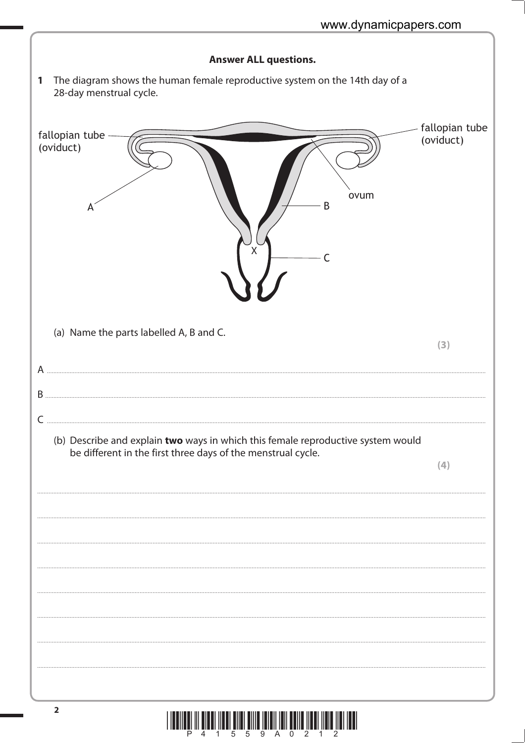**Answer ALL questions.**

**1** The diagram shows the human female reproductive system on the 14th day of a 28-day menstrual cycle.

fallopian tube (oviduct)

fallopian tube (oviduct)

A

B

ovum

X

C

(a) Name the parts labelled A, B and C.

**(3)**

A ..................................................................................................................................................

B ..................................................................................................................................................

C ..................................................................................................................................................

(b) Describe and explain **two** ways in which this female reproductive system would be different in the first three days of the menstrual cycle.

**(4)**

..................................................................................................................................................

..................................................................................................................................................

..................................................................................................................................................

..................................................................................................................................................

..................................................................................................................................................

..................................................................................................................................................

..................................................................................................................................................

..................................................................................................................................................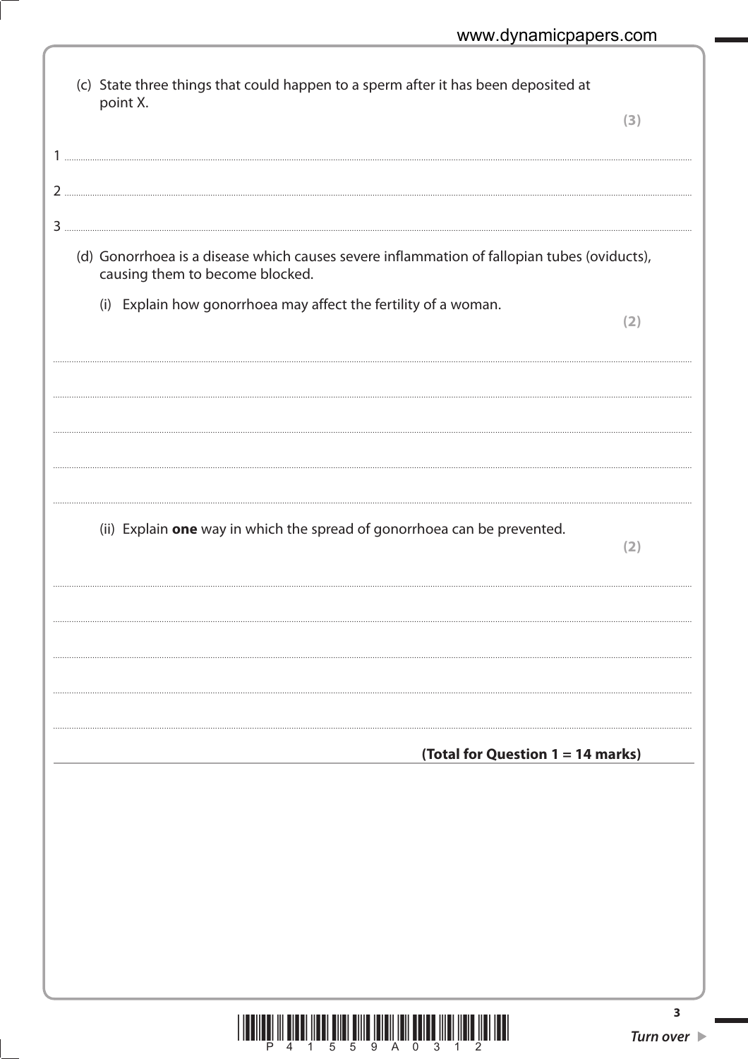(c) State three things that could happen to a sperm after it has been deposited at point X.

**(3)**

1 ..............................................................................................................................................

2 ..............................................................................................................................................

3 ..............................................................................................................................................

(d) Gonorrhoea is a disease which causes severe inflammation of fallopian tubes (oviducts), causing them to become blocked.

(i) Explain how gonorrhoea may affect the fertility of a woman.

**(2)**

..............................................................................................................................................

..............................................................................................................................................

..............................................................................................................................................

..............................................................................................................................................

(ii) Explain **one** way in which the spread of gonorrhoea can be prevented.

**(2)**

..............................................................................................................................................

..............................................................................................................................................

..............................................................................................................................................

..............................................................................................................................................

**(Total for Question 1 = 14 marks)**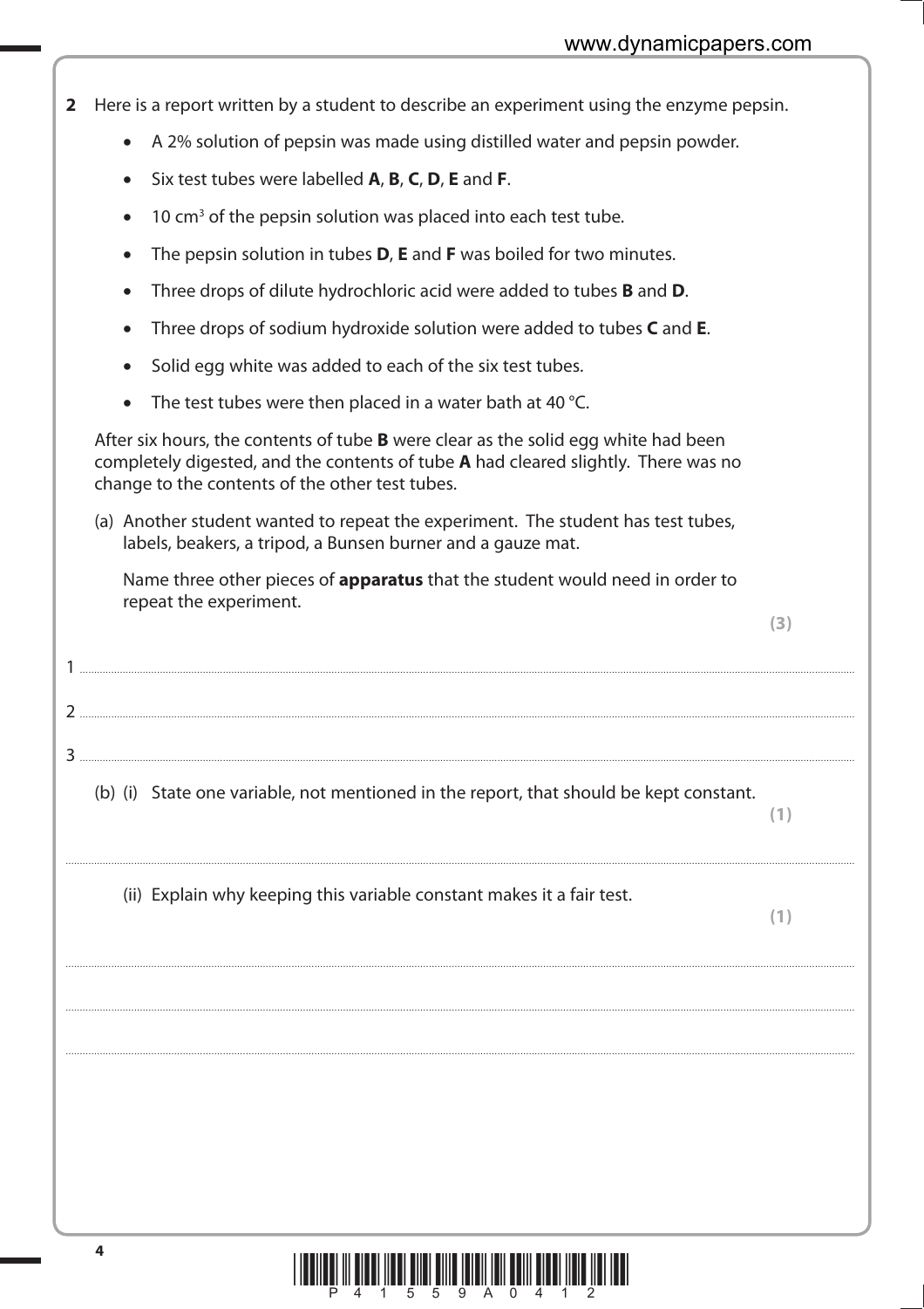**2** Here is a report written by a student to describe an experiment using the enzyme pepsin.

- A 2% solution of pepsin was made using distilled water and pepsin powder.
- Six test tubes were labelled **A**, **B**, **C**, **D**, **E** and **F**.
- 10 $cm^3$ of the pepsin solution was placed into each test tube.
- The pepsin solution in tubes **D**, **E** and **F** was boiled for two minutes.
- Three drops of dilute hydrochloric acid were added to tubes **B** and **D**.
- Three drops of sodium hydroxide solution were added to tubes **C** and **E**.
- Solid egg white was added to each of the six test tubes.
- The test tubes were then placed in a water bath at 40 °C.

After six hours, the contents of tube **B** were clear as the solid egg white had been completely digested, and the contents of tube **A** had cleared slightly. There was no change to the contents of the other test tubes.

(a) Another student wanted to repeat the experiment. The student has test tubes, labels, beakers, a tripod, a Bunsen burner and a gauze mat.

Name three other pieces of **apparatus** that the student would need in order to repeat the experiment.

**(3)**

1 ..............................................................................................................................................

2 ..............................................................................................................................................

3 ..............................................................................................................................................

(b) (i) State one variable, not mentioned in the report, that should be kept constant.

**(1)**

..............................................................................................................................................

(ii) Explain why keeping this variable constant makes it a fair test.

**(1)**

..............................................................................................................................................

..............................................................................................................................................

..............................................................................................................................................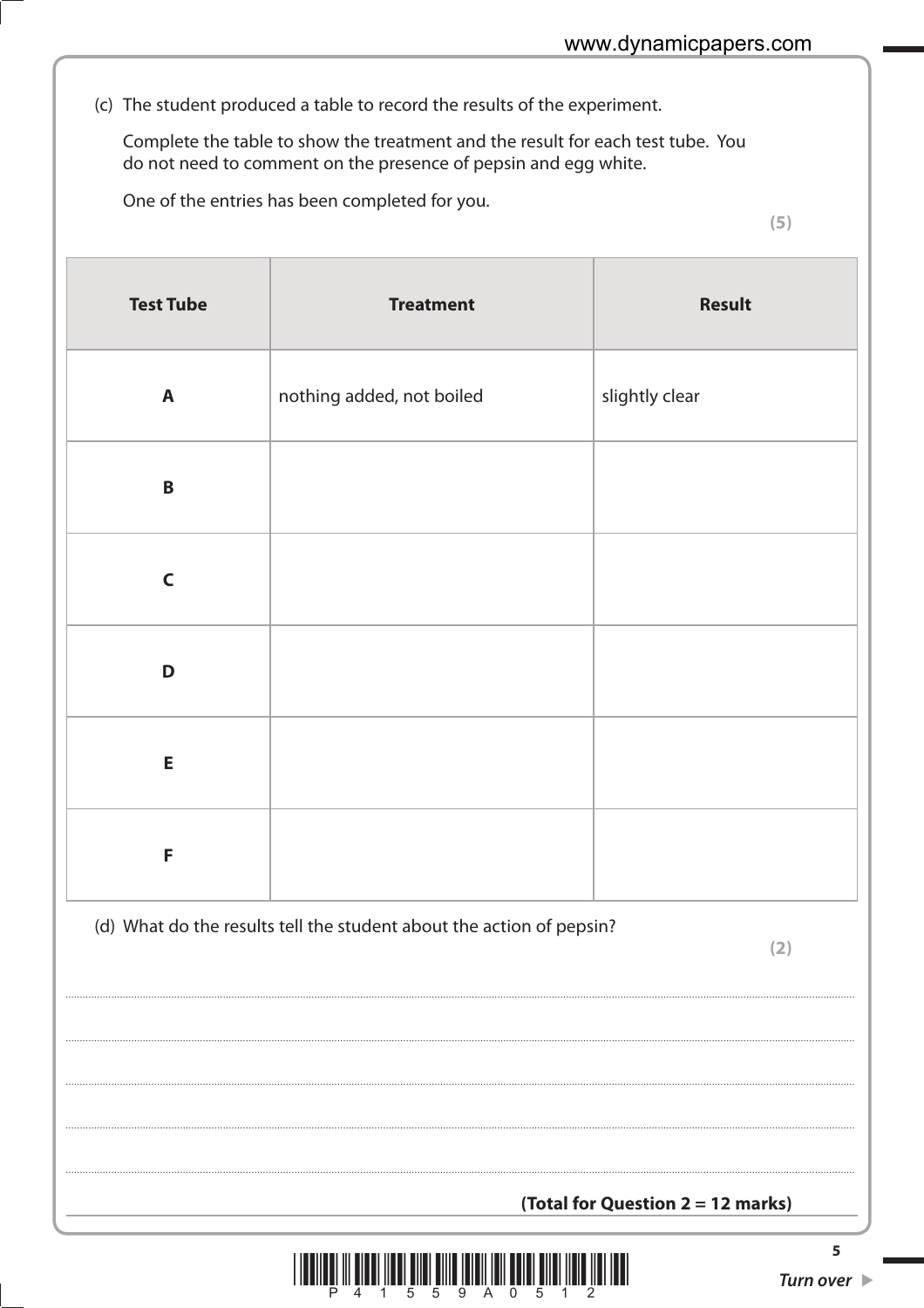(c) The student produced a table to record the results of the experiment.

Complete the table to show the treatment and the result for each test tube. You do not need to comment on the presence of pepsin and egg white.

One of the entries has been completed for you.

**(5)**

| Test Tube | Treatment | Result |
|---|---|---|
| **A** | nothing added, not boiled | slightly clear |
| **B** | | |
| **C** | | |
| **D** | | |
| **E** | | |
| **F** | | |

(d) What do the results tell the student about the action of pepsin?

**(2)**

..............................................................................................................................................

..............................................................................................................................................

..............................................................................................................................................

..............................................................................................................................................

..............................................................................................................................................

**(Total for Question 2 = 12 marks)**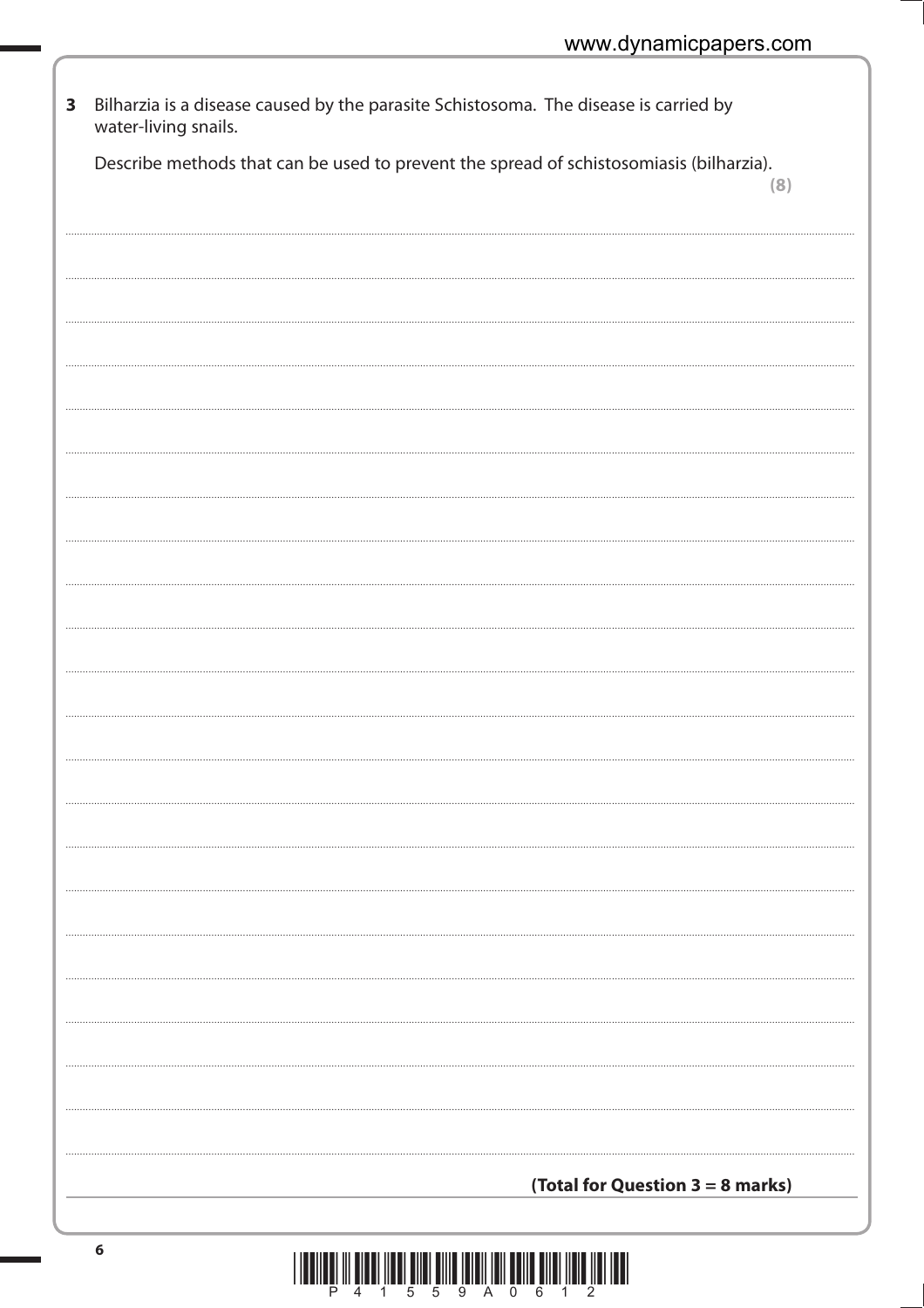**3** Bilharzia is a disease caused by the parasite Schistosoma. The disease is carried by water-living snails.

Describe methods that can be used to prevent the spread of schistosomiasis (bilharzia).

**(8)**

**(Total for Question 3 = 8 marks)**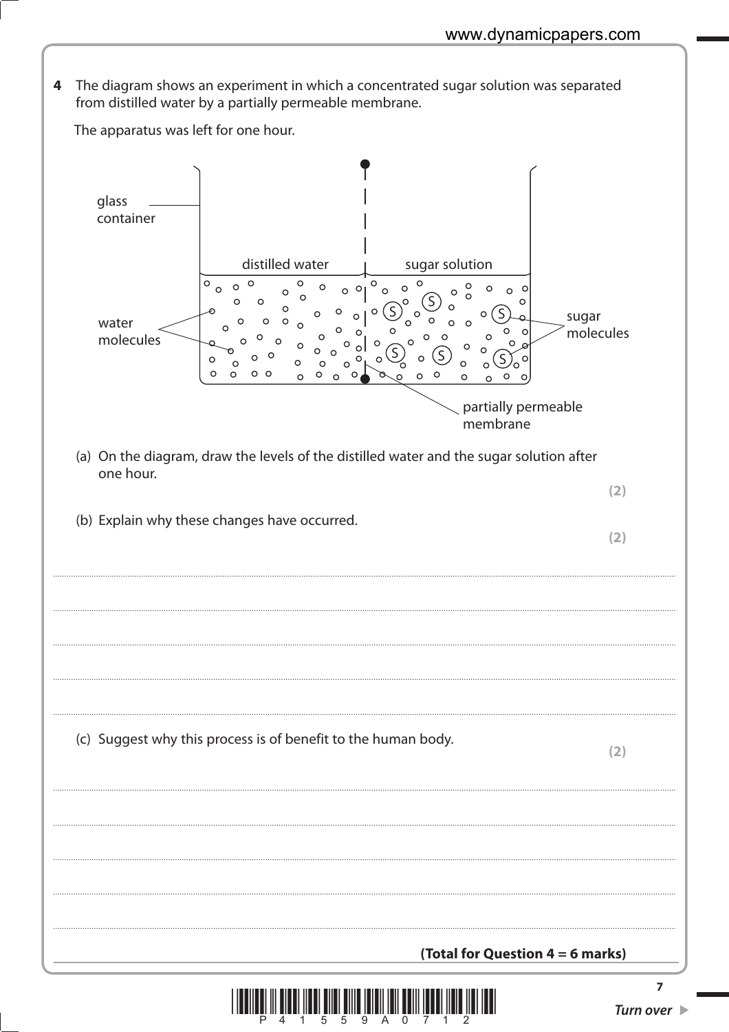**4** The diagram shows an experiment in which a concentrated sugar solution was separated from distilled water by a partially permeable membrane.

The apparatus was left for one hour.

glass container

distilled water | sugar solution

water molecules

sugar molecules

partially permeable membrane

(a) On the diagram, draw the levels of the distilled water and the sugar solution after one hour.

**(2)**

(b) Explain why these changes have occurred.

**(2)**

..........................................................................................................................................

..........................................................................................................................................

..........................................................................................................................................

..........................................................................................................................................

(c) Suggest why this process is of benefit to the human body.

**(2)**

..........................................................................................................................................

..........................................................................................................................................

..........................................................................................................................................

..........................................................................................................................................

**(Total for Question 4 = 6 marks)**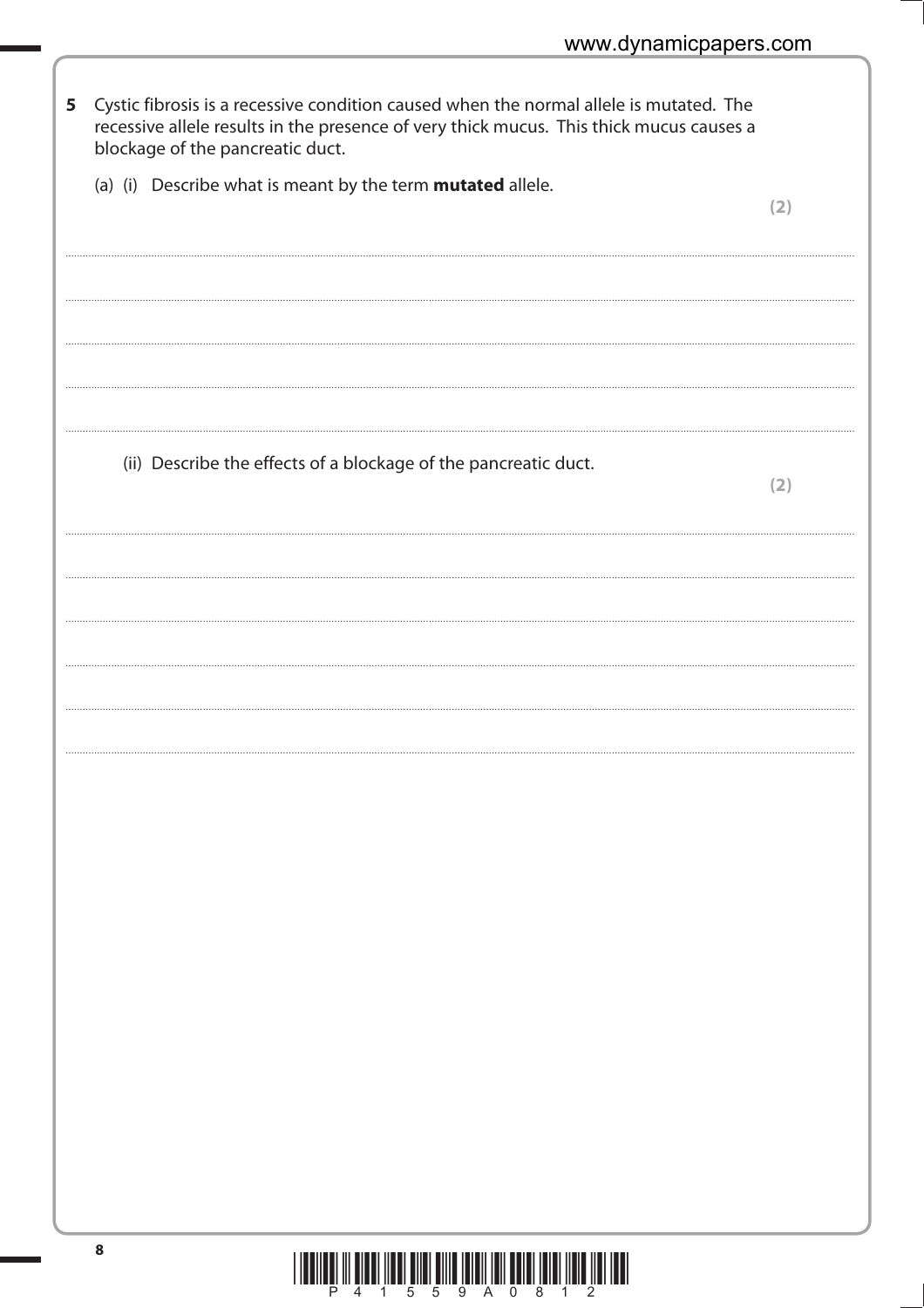**5** Cystic fibrosis is a recessive condition caused when the normal allele is mutated. The recessive allele results in the presence of very thick mucus. This thick mucus causes a blockage of the pancreatic duct.

(a) (i) Describe what is meant by the term **mutated** allele.

**(2)**

..................................................................................................................................................................................................................

..................................................................................................................................................................................................................

..................................................................................................................................................................................................................

..................................................................................................................................................................................................................

(ii) Describe the effects of a blockage of the pancreatic duct.

**(2)**

..................................................................................................................................................................................................................

..................................................................................................................................................................................................................

..................................................................................................................................................................................................................

..................................................................................................................................................................................................................

..................................................................................................................................................................................................................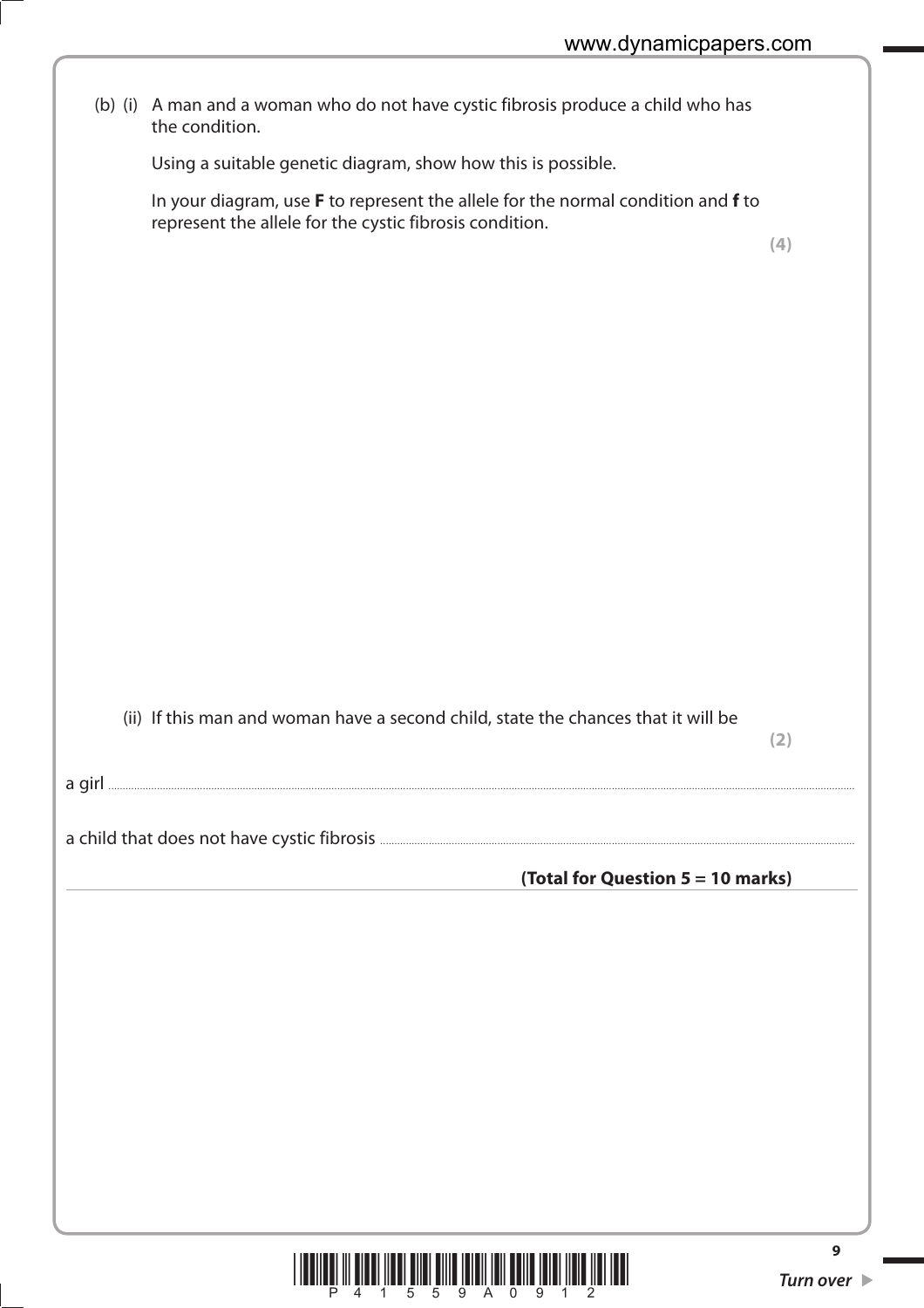(b) (i) A man and a woman who do not have cystic fibrosis produce a child who has the condition.

Using a suitable genetic diagram, show how this is possible.

In your diagram, use **F** to represent the allele for the normal condition and **f** to represent the allele for the cystic fibrosis condition.

**(4)**

(ii) If this man and woman have a second child, state the chances that it will be

**(2)**

a girl ..............................................................................................................................................

a child that does not have cystic fibrosis ..............................................................................................

**(Total for Question 5 = 10 marks)**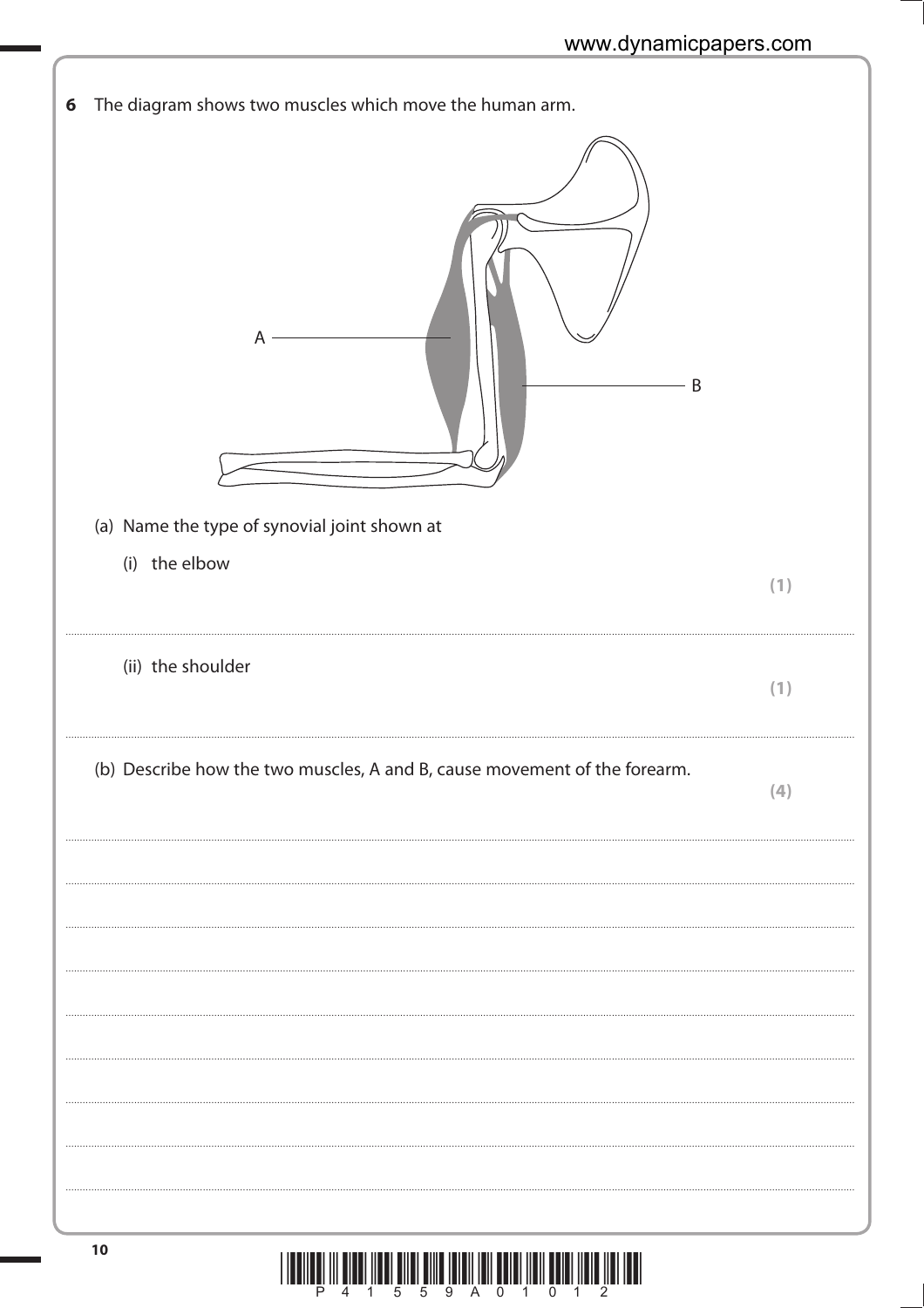**6** The diagram shows two muscles which move the human arm.

A

B

(a) Name the type of synovial joint shown at

(i) the elbow **(1)**

..........................................................................................................................................................

(ii) the shoulder **(1)**

..........................................................................................................................................................

(b) Describe how the two muscles, A and B, cause movement of the forearm. **(4)**

..........................................................................................................................................................

..........................................................................................................................................................

..........................................................................................................................................................

..........................................................................................................................................................

..........................................................................................................................................................

..........................................................................................................................................................

..........................................................................................................................................................

..........................................................................................................................................................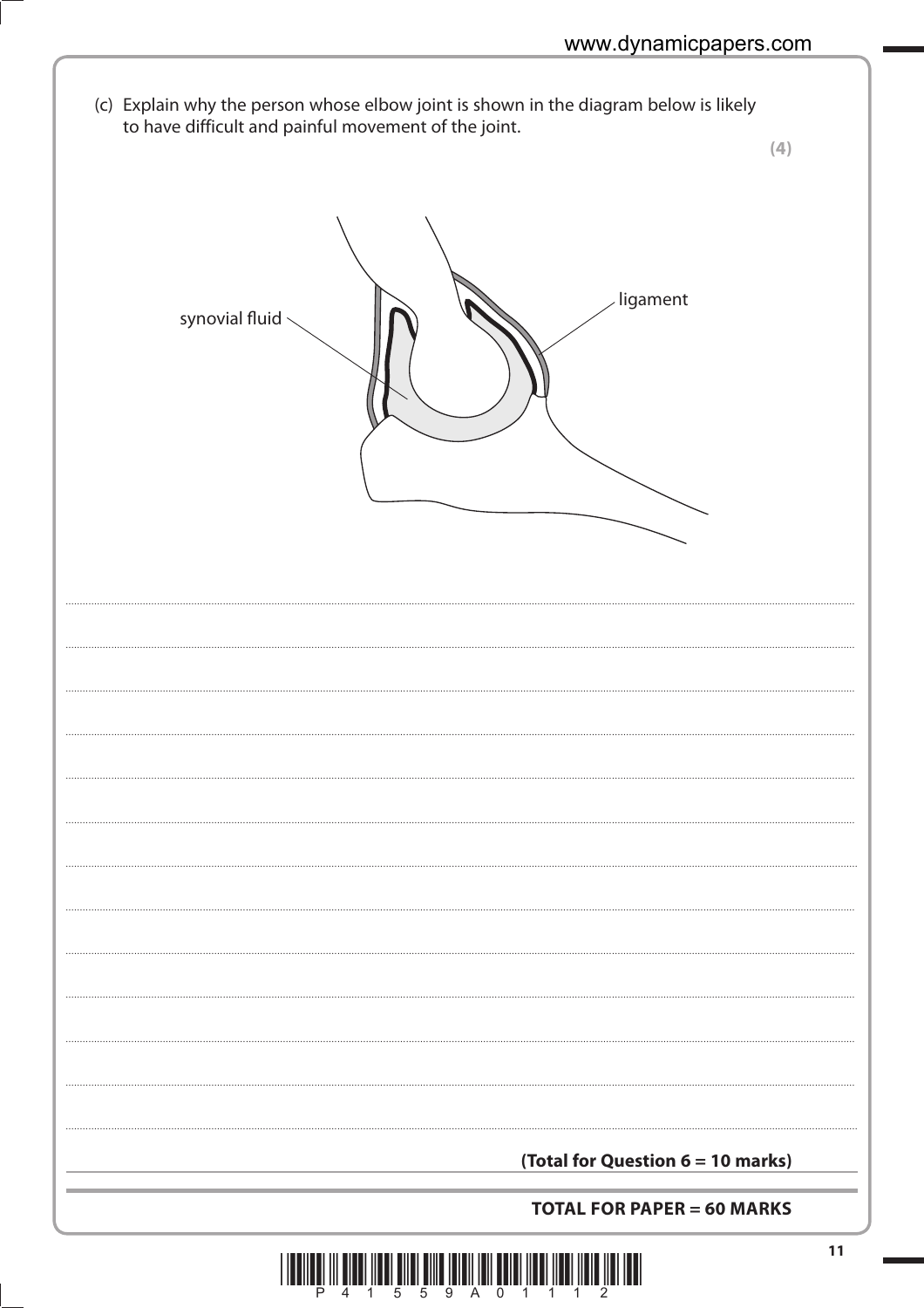(c) Explain why the person whose elbow joint is shown in the diagram below is likely to have difficult and painful movement of the joint.

**(4)**

synovial fluid

ligament

..............................................................................................................................................................................

..............................................................................................................................................................................

..............................................................................................................................................................................

..............................................................................................................................................................................

..............................................................................................................................................................................

..............................................................................................................................................................................

..............................................................................................................................................................................

..............................................................................................................................................................................

..............................................................................................................................................................................

..............................................................................................................................................................................

..............................................................................................................................................................................

..............................................................................................................................................................................

**(Total for Question 6 = 10 marks)**

**TOTAL FOR PAPER = 60 MARKS**